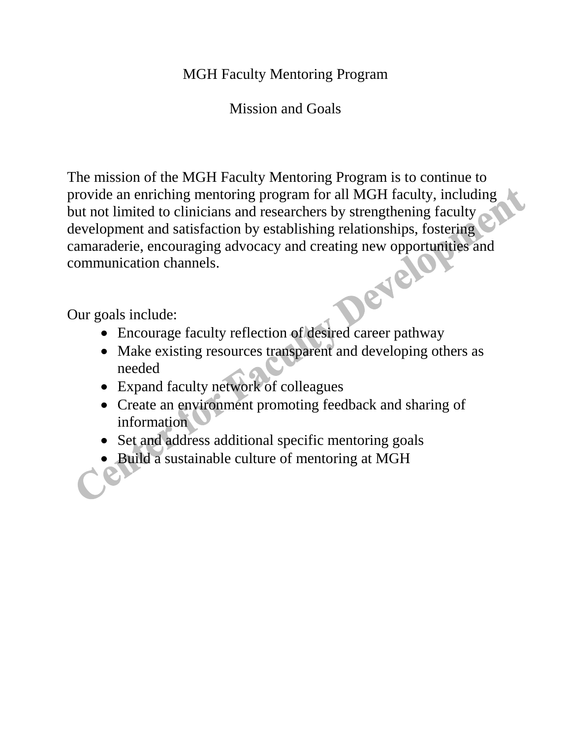# MGH Faculty Mentoring Program

## Mission and Goals

The mission of the MGH Faculty Mentoring Program is to continue to provide an enriching mentoring program for all MGH faculty, including but not limited to clinicians and researchers by strengthening faculty development and satisfaction by establishing relationships, fostering camaraderie, encouraging advocacy and creating new opportunities and communication channels.

Our goals include:

- Encourage faculty reflection of desired career pathway
- Make existing resources transparent and developing others as needed
- Expand faculty network of colleagues
- Create an environment promoting feedback and sharing of information
- Set and address additional specific mentoring goals
- Build a sustainable culture of mentoring at MGH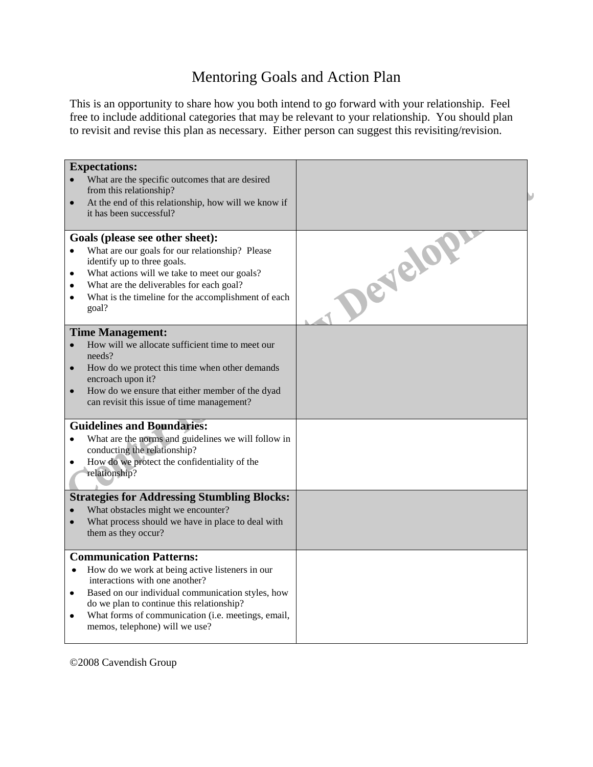# Mentoring Goals and Action Plan

This is an opportunity to share how you both intend to go forward with your relationship. Feel free to include additional categories that may be relevant to your relationship. You should plan to revisit and revise this plan as necessary. Either person can suggest this revisiting/revision.

| | |
|---|---|
| **Expectations:**<br>• What are the specific outcomes that are desired from this relationship?<br>• At the end of this relationship, how will we know if it has been successful? | |
| **Goals (please see other sheet):**<br>• What are our goals for our relationship? Please identify up to three goals.<br>• What actions will we take to meet our goals?<br>• What are the deliverables for each goal?<br>• What is the timeline for the accomplishment of each goal? | |
| **Time Management:**<br>• How will we allocate sufficient time to meet our needs?<br>• How do we protect this time when other demands encroach upon it?<br>• How do we ensure that either member of the dyad can revisit this issue of time management? | |
| **Guidelines and Boundaries:**<br>• What are the norms and guidelines we will follow in conducting the relationship?<br>• How do we protect the confidentiality of the relationship? | |
| **Strategies for Addressing Stumbling Blocks:**<br>• What obstacles might we encounter?<br>• What process should we have in place to deal with them as they occur? | |
| **Communication Patterns:**<br>• How do we work at being active listeners in our interactions with one another?<br>• Based on our individual communication styles, how do we plan to continue this relationship?<br>• What forms of communication (i.e. meetings, email, memos, telephone) will we use? | |

©2008 Cavendish Group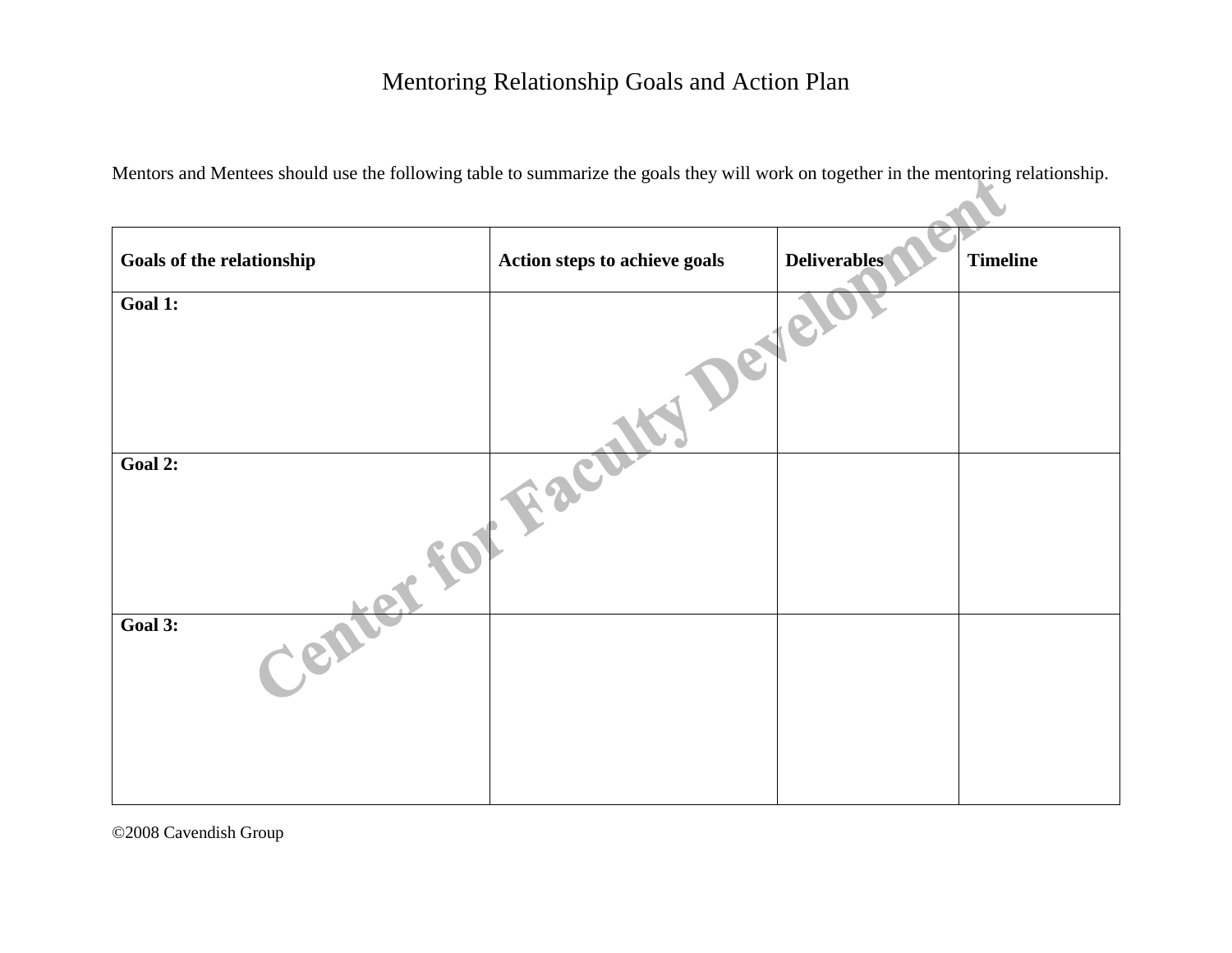# Mentoring Relationship Goals and Action Plan

Mentors and Mentees should use the following table to summarize the goals they will work on together in the mentoring relationship.

| **Goals of the relationship** | **Action steps to achieve goals** | **Deliverables** | **Timeline** |
|---|---|---|---|
| **Goal 1:** | | | |
| **Goal 2:** | | | |
| **Goal 3:** | | | |

©2008 Cavendish Group